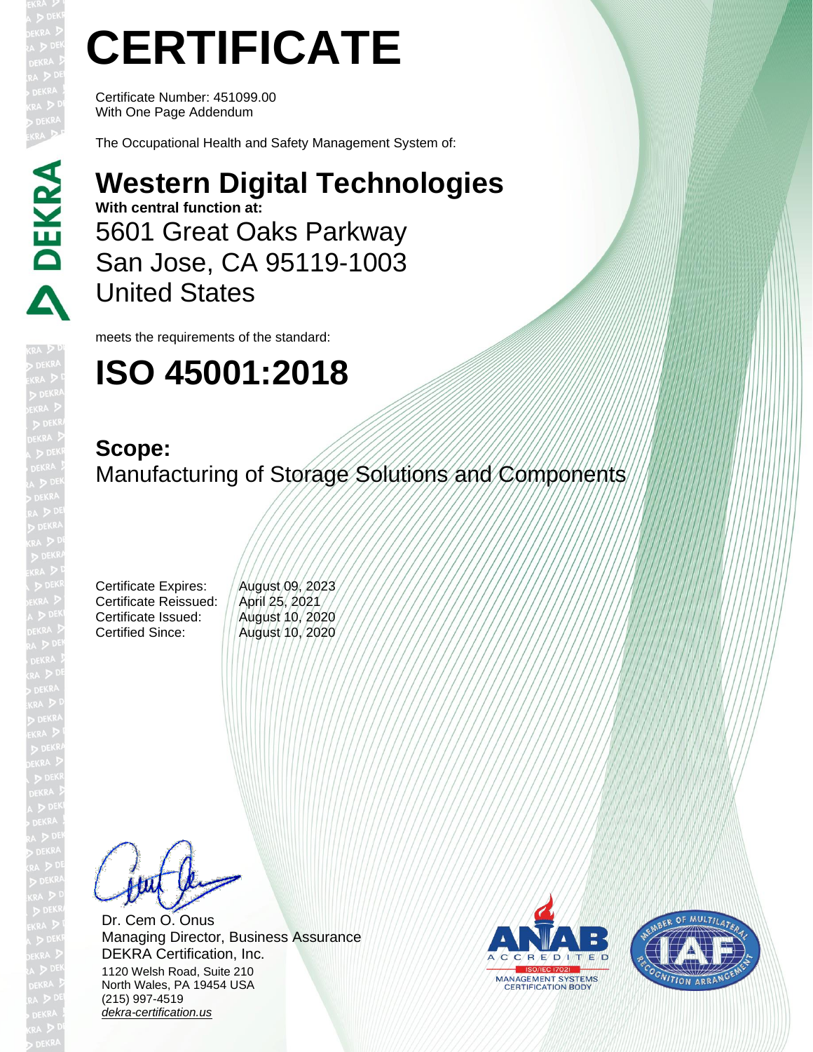# CERTIFICATE

Certificate Number: 451099.00
With One Page Addendum

The Occupational Health and Safety Management System of:

## Western Digital Technologies

**With central function at:**

5601 Great Oaks Parkway
San Jose, CA 95119-1003
United States

meets the requirements of the standard:

# ISO 45001:2018

## Scope:

Manufacturing of Storage Solutions and Components

| | |
|---|---|
| Certificate Expires: | August 09, 2023 |
| Certificate Reissued: | April 25, 2021 |
| Certificate Issued: | August 10, 2020 |
| Certified Since: | August 10, 2020 |

Dr. Cem O. Onus
Managing Director, Business Assurance
DEKRA Certification, Inc.
1120 Welsh Road, Suite 210
North Wales, PA 19454 USA
(215) 997-4519
*dekra-certification.us*

ANAB ACCREDITED ISO/IEC 17021 MANAGEMENT SYSTEMS CERTIFICATION BODY

IAF MEMBER OF MULTILATERAL RECOGNITION ARRANGEMENT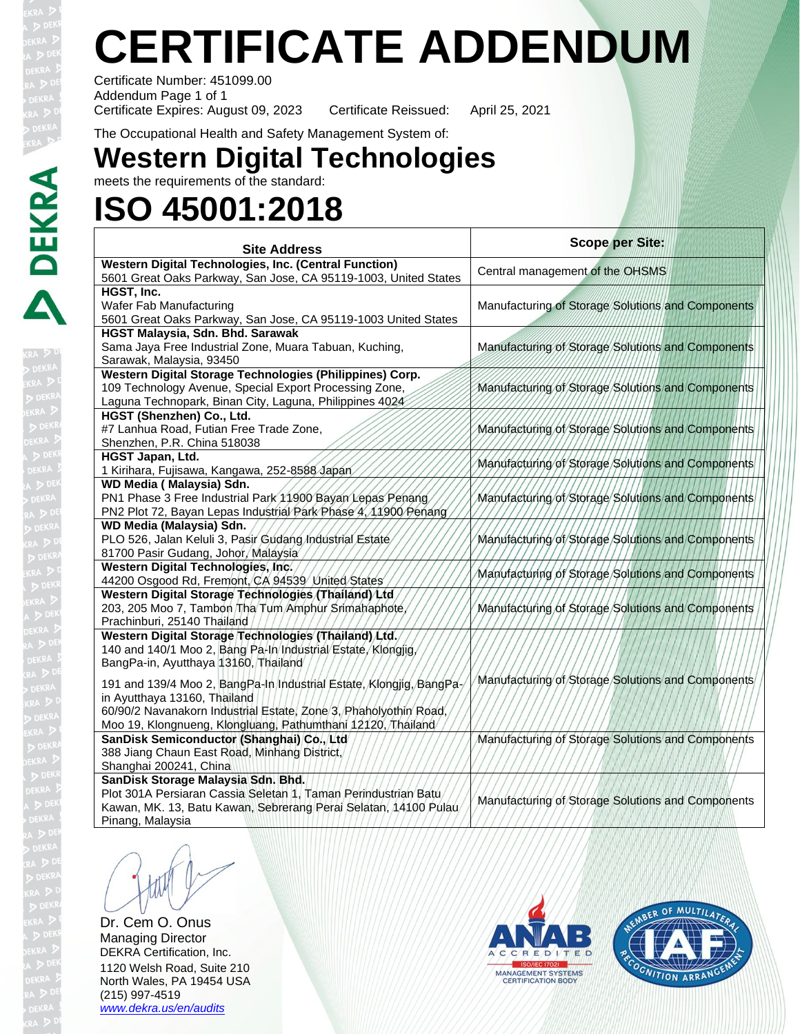# CERTIFICATE ADDENDUM

Certificate Number: 451099.00
Addendum Page 1 of 1
Certificate Expires: August 09, 2023    Certificate Reissued: April 25, 2021

The Occupational Health and Safety Management System of:

## Western Digital Technologies

meets the requirements of the standard:

# ISO 45001:2018

| Site Address | Scope per Site: |
|---|---|
| **Western Digital Technologies, Inc. (Central Function)**<br>5601 Great Oaks Parkway, San Jose, CA 95119-1003, United States | Central management of the OHSMS |
| **HGST, Inc.**<br>Wafer Fab Manufacturing<br>5601 Great Oaks Parkway, San Jose, CA 95119-1003 United States | Manufacturing of Storage Solutions and Components |
| **HGST Malaysia, Sdn. Bhd. Sarawak**<br>Sama Jaya Free Industrial Zone, Muara Tabuan, Kuching, Sarawak, Malaysia, 93450 | Manufacturing of Storage Solutions and Components |
| **Western Digital Storage Technologies (Philippines) Corp.**<br>109 Technology Avenue, Special Export Processing Zone, Laguna Technopark, Binan City, Laguna, Philippines 4024 | Manufacturing of Storage Solutions and Components |
| **HGST (Shenzhen) Co., Ltd.**<br>#7 Lanhua Road, Futian Free Trade Zone, Shenzhen, P.R. China 518038 | Manufacturing of Storage Solutions and Components |
| **HGST Japan, Ltd.**<br>1 Kirihara, Fujisawa, Kangawa, 252-8588 Japan | Manufacturing of Storage Solutions and Components |
| **WD Media ( Malaysia) Sdn.**<br>PN1 Phase 3 Free Industrial Park 11900 Bayan Lepas Penang<br>PN2 Plot 72, Bayan Lepas Industrial Park Phase 4, 11900 Penang | Manufacturing of Storage Solutions and Components |
| **WD Media (Malaysia) Sdn.**<br>PLO 526, Jalan Keluli 3, Pasir Gudang Industrial Estate 81700 Pasir Gudang, Johor, Malaysia | Manufacturing of Storage Solutions and Components |
| **Western Digital Technologies, Inc.**<br>44200 Osgood Rd, Fremont, CA 94539 United States | Manufacturing of Storage Solutions and Components |
| **Western Digital Storage Technologies (Thailand) Ltd**<br>203, 205 Moo 7, Tambon Tha Tum Amphur Srimahaphote, Prachinburi, 25140 Thailand | Manufacturing of Storage Solutions and Components |
| **Western Digital Storage Technologies (Thailand) Ltd.**<br>140 and 140/1 Moo 2, Bang Pa-In Industrial Estate, Klongjig, BangPa-in, Ayutthaya 13160, Thailand<br><br>191 and 139/4 Moo 2, BangPa-In Industrial Estate, Klongjig, BangPa-in Ayutthaya 13160, Thailand<br>60/90/2 Navanakorn Industrial Estate, Zone 3, Phaholyothin Road, Moo 19, Klongnueng, Klongluang, Pathumthani 12120, Thailand | Manufacturing of Storage Solutions and Components |
| **SanDisk Semiconductor (Shanghai) Co., Ltd**<br>388 Jiang Chaun East Road, Minhang District, Shanghai 200241, China | Manufacturing of Storage Solutions and Components |
| **SanDisk Storage Malaysia Sdn. Bhd.**<br>Plot 301A Persiaran Cassia Seletan 1, Taman Perindustrian Batu Kawan, MK. 13, Batu Kawan, Sebrerang Perai Selatan, 14100 Pulau Pinang, Malaysia | Manufacturing of Storage Solutions and Components |

Dr. Cem O. Onus
Managing Director
DEKRA Certification, Inc.
1120 Welsh Road, Suite 210
North Wales, PA 19454 USA
(215) 997-4519
www.dekra.us/en/audits

ANAB ACCREDITED ISO/IEC 17021 MANAGEMENT SYSTEMS CERTIFICATION BODY

MEMBER OF MULTILATERAL RECOGNITION ARRANGEMENT IAF